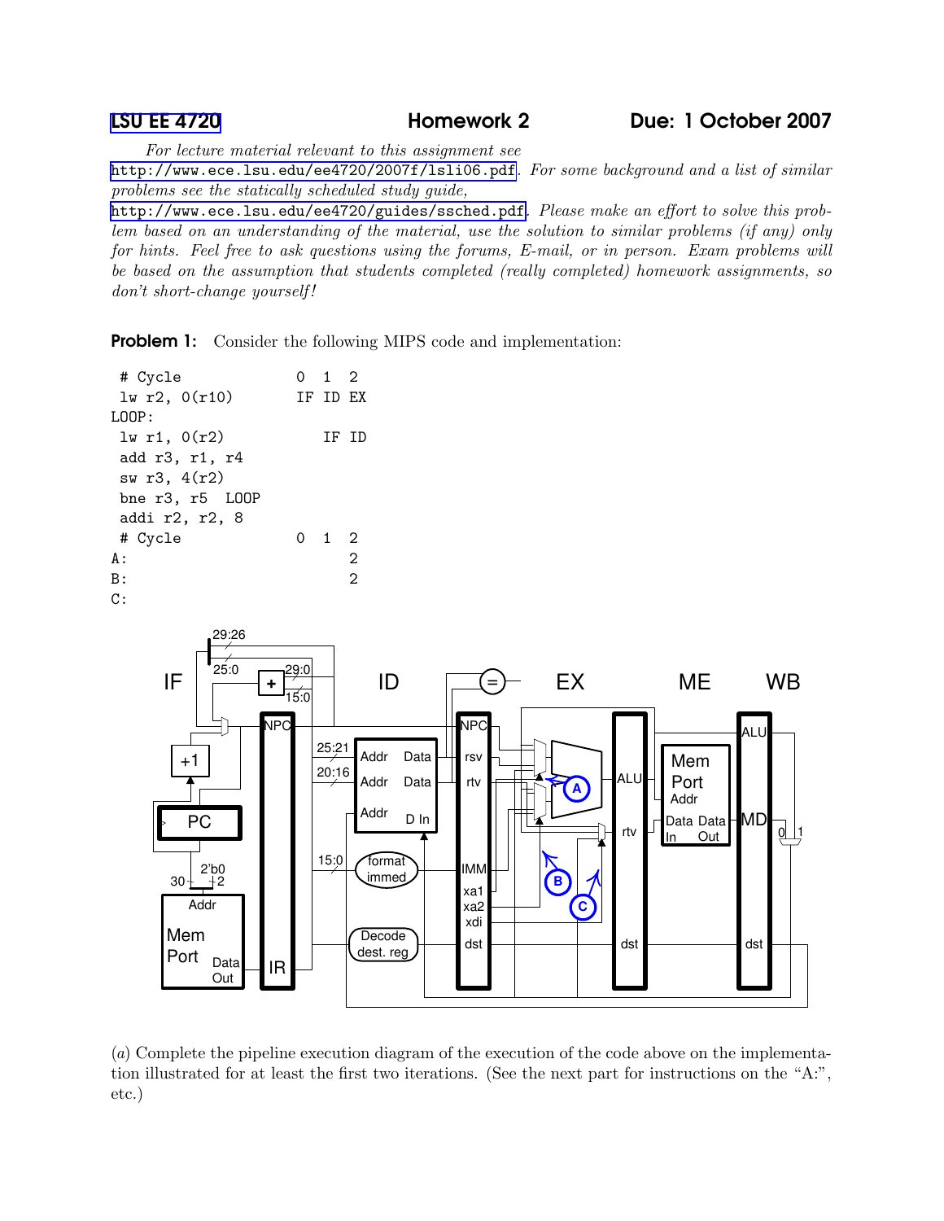# LSU EE 4720 — Homework 2 — Due: 1 October 2007

*For lecture material relevant to this assignment see* http://www.ece.lsu.edu/ee4720/2007f/lsli06.pdf. *For some background and a list of similar problems see the statically scheduled study guide,* http://www.ece.lsu.edu/ee4720/guides/ssched.pdf. *Please make an effort to solve this problem based on an understanding of the material, use the solution to similar problems (if any) only for hints. Feel free to ask questions using the forums, E-mail, or in person. Exam problems will be based on the assumption that students completed (really completed) homework assignments, so don't short-change yourself!*

**Problem 1:** Consider the following MIPS code and implementation:

```
 # Cycle             0  1  2
 lw r2, 0(r10)       IF ID EX
LOOP:
 lw r1, 0(r2)           IF ID
 add r3, r1, r4
 sw r3, 4(r2)
 bne r3, r5  LOOP
 addi r2, r2, 8
 # Cycle             0  1  2
A:                         2
B:                         2
C:
```

(*a*) Complete the pipeline execution diagram of the execution of the code above on the implementation illustrated for at least the first two iterations. (See the next part for instructions on the "A:", etc.)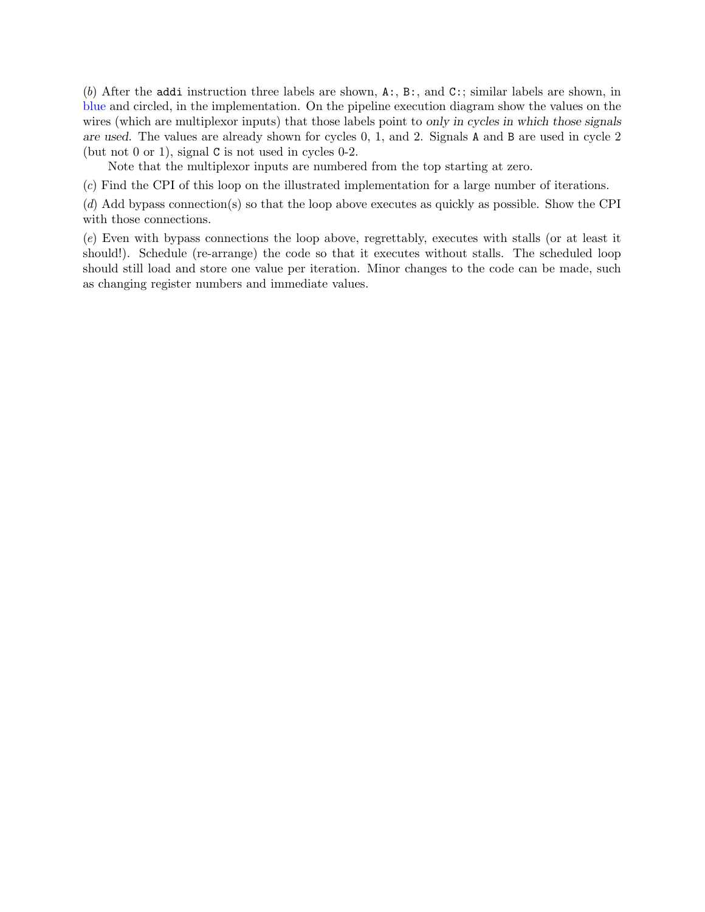(*b*) After the `addi` instruction three labels are shown, `A:`, `B:`, and `C:`; similar labels are shown, in blue and circled, in the implementation. On the pipeline execution diagram show the values on the wires (which are multiplexor inputs) that those labels point to *only in cycles in which those signals are used*. The values are already shown for cycles 0, 1, and 2. Signals `A` and `B` are used in cycle 2 (but not 0 or 1), signal `C` is not used in cycles 0-2.

Note that the multiplexor inputs are numbered from the top starting at zero.

(*c*) Find the CPI of this loop on the illustrated implementation for a large number of iterations.

(*d*) Add bypass connection(s) so that the loop above executes as quickly as possible. Show the CPI with those connections.

(*e*) Even with bypass connections the loop above, regrettably, executes with stalls (or at least it should!). Schedule (re-arrange) the code so that it executes without stalls. The scheduled loop should still load and store one value per iteration. Minor changes to the code can be made, such as changing register numbers and immediate values.